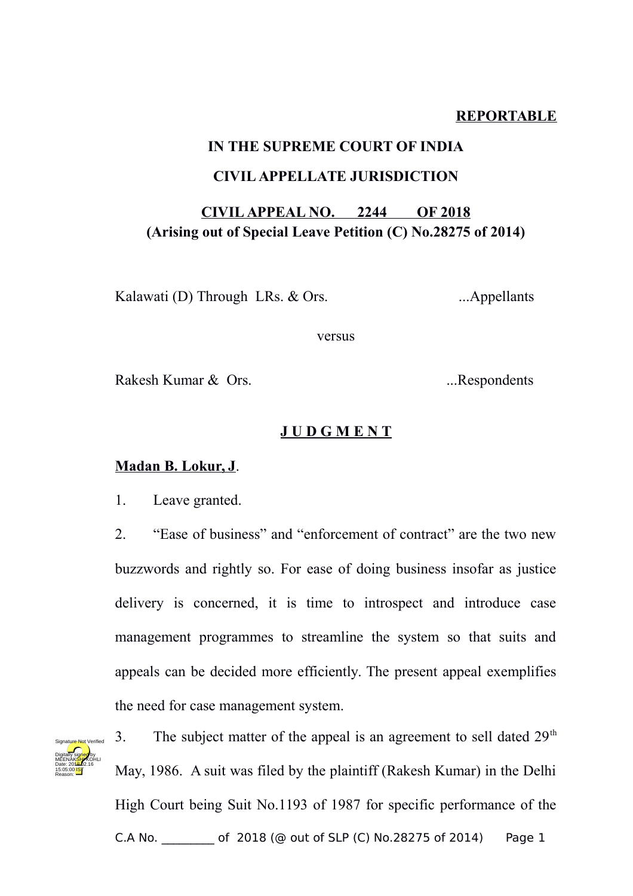**REPORTABLE**

**IN THE SUPREME COURT OF INDIA**

**CIVIL APPELLATE JURISDICTION**

**CIVIL APPEAL NO. 2244 OF 2018**
**(Arising out of Special Leave Petition (C) No.28275 of 2014)**

Kalawati (D) Through LRs. & Ors. ...Appellants

versus

Rakesh Kumar & Ors. ...Respondents

**J U D G M E N T**

**Madan B. Lokur, J.**

1. Leave granted.

2. "Ease of business" and "enforcement of contract" are the two new buzzwords and rightly so. For ease of doing business insofar as justice delivery is concerned, it is time to introspect and introduce case management programmes to streamline the system so that suits and appeals can be decided more efficiently. The present appeal exemplifies the need for case management system.

3. The subject matter of the appeal is an agreement to sell dated 29th May, 1986. A suit was filed by the plaintiff (Rakesh Kumar) in the Delhi High Court being Suit No.1193 of 1987 for specific performance of the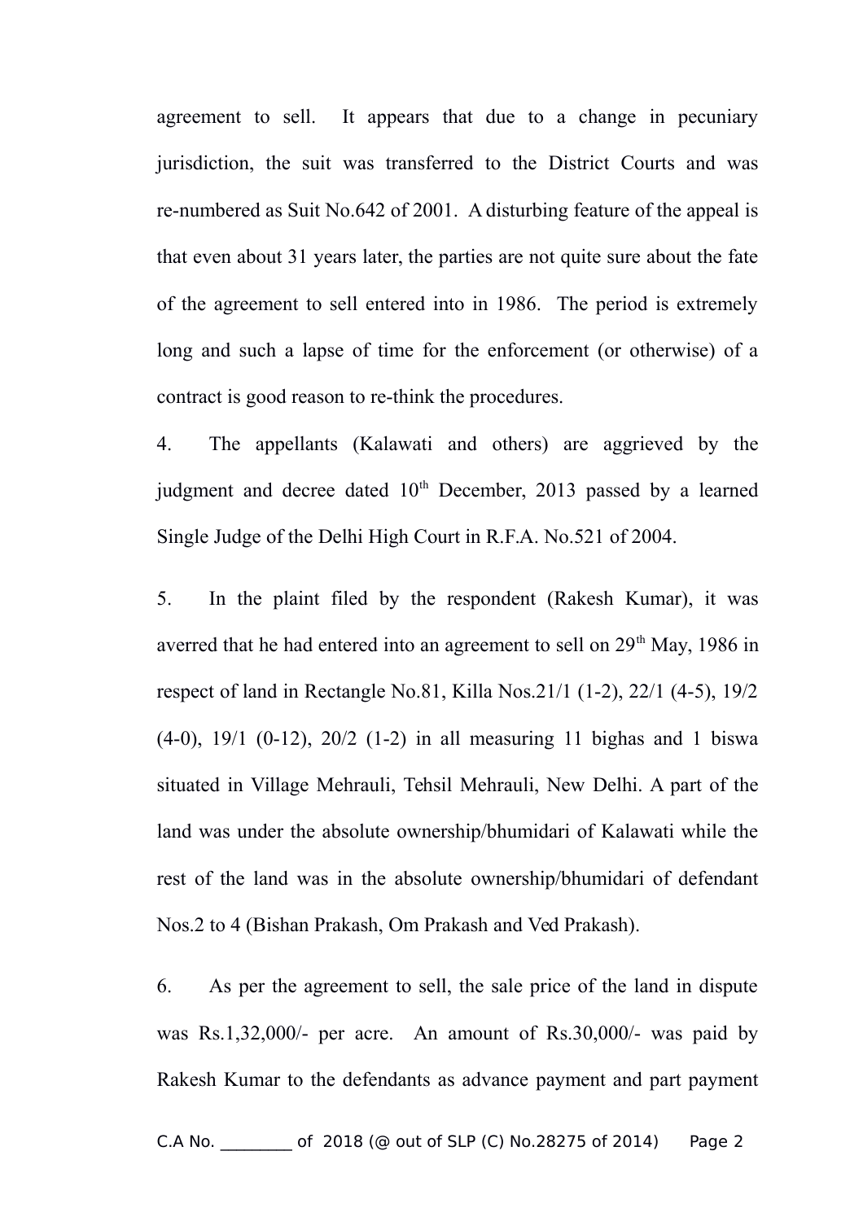agreement to sell. It appears that due to a change in pecuniary jurisdiction, the suit was transferred to the District Courts and was re-numbered as Suit No.642 of 2001. A disturbing feature of the appeal is that even about 31 years later, the parties are not quite sure about the fate of the agreement to sell entered into in 1986. The period is extremely long and such a lapse of time for the enforcement (or otherwise) of a contract is good reason to re-think the procedures.

4. The appellants (Kalawati and others) are aggrieved by the judgment and decree dated 10th December, 2013 passed by a learned Single Judge of the Delhi High Court in R.F.A. No.521 of 2004.

5. In the plaint filed by the respondent (Rakesh Kumar), it was averred that he had entered into an agreement to sell on 29th May, 1986 in respect of land in Rectangle No.81, Killa Nos.21/1 (1-2), 22/1 (4-5), 19/2 (4-0), 19/1 (0-12), 20/2 (1-2) in all measuring 11 bighas and 1 biswa situated in Village Mehrauli, Tehsil Mehrauli, New Delhi. A part of the land was under the absolute ownership/bhumidari of Kalawati while the rest of the land was in the absolute ownership/bhumidari of defendant Nos.2 to 4 (Bishan Prakash, Om Prakash and Ved Prakash).

6. As per the agreement to sell, the sale price of the land in dispute was Rs.1,32,000/- per acre. An amount of Rs.30,000/- was paid by Rakesh Kumar to the defendants as advance payment and part payment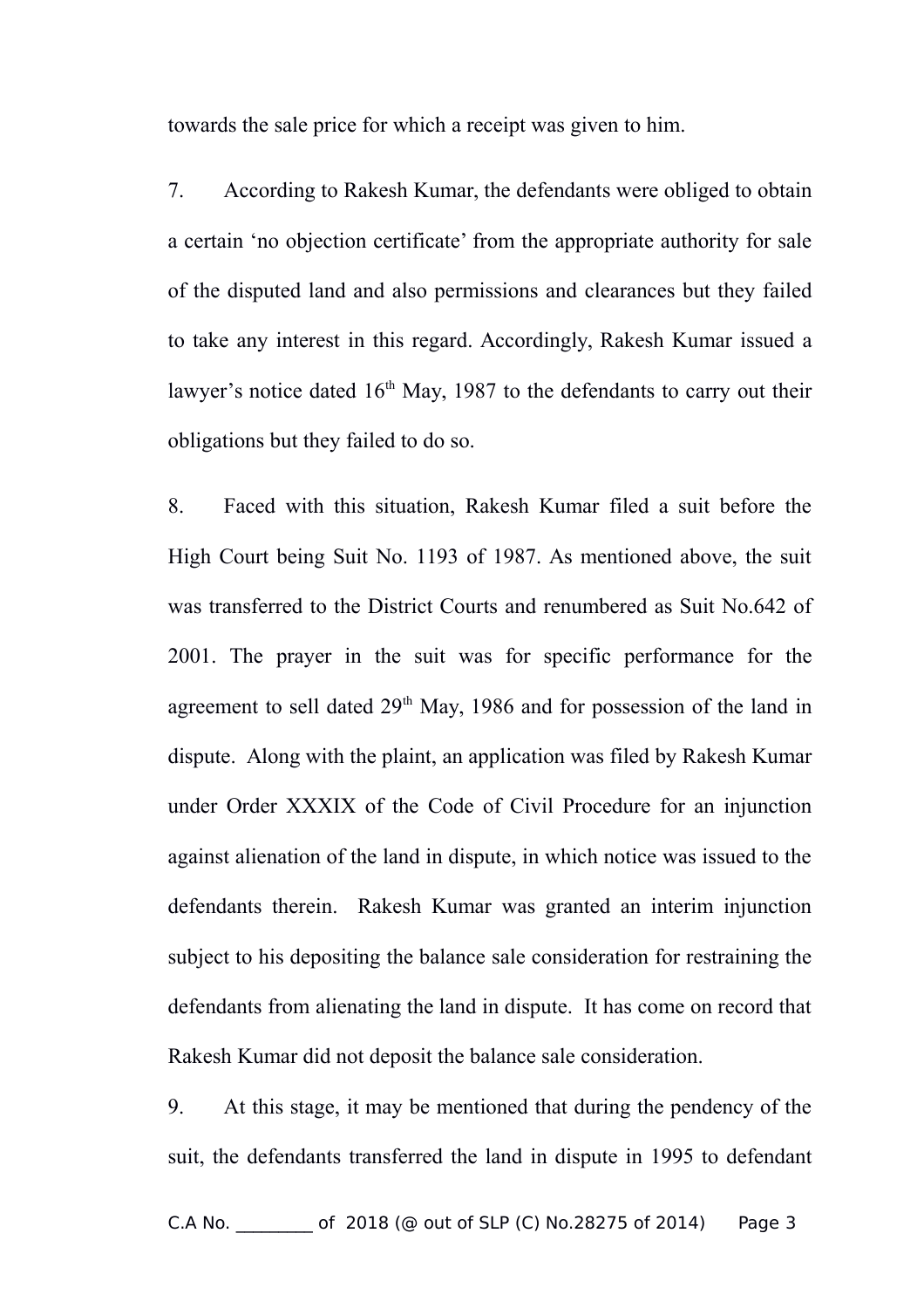towards the sale price for which a receipt was given to him.

7. According to Rakesh Kumar, the defendants were obliged to obtain a certain 'no objection certificate' from the appropriate authority for sale of the disputed land and also permissions and clearances but they failed to take any interest in this regard. Accordingly, Rakesh Kumar issued a lawyer's notice dated 16th May, 1987 to the defendants to carry out their obligations but they failed to do so.

8. Faced with this situation, Rakesh Kumar filed a suit before the High Court being Suit No. 1193 of 1987. As mentioned above, the suit was transferred to the District Courts and renumbered as Suit No.642 of 2001. The prayer in the suit was for specific performance for the agreement to sell dated 29th May, 1986 and for possession of the land in dispute. Along with the plaint, an application was filed by Rakesh Kumar under Order XXXIX of the Code of Civil Procedure for an injunction against alienation of the land in dispute, in which notice was issued to the defendants therein. Rakesh Kumar was granted an interim injunction subject to his depositing the balance sale consideration for restraining the defendants from alienating the land in dispute. It has come on record that Rakesh Kumar did not deposit the balance sale consideration.

9. At this stage, it may be mentioned that during the pendency of the suit, the defendants transferred the land in dispute in 1995 to defendant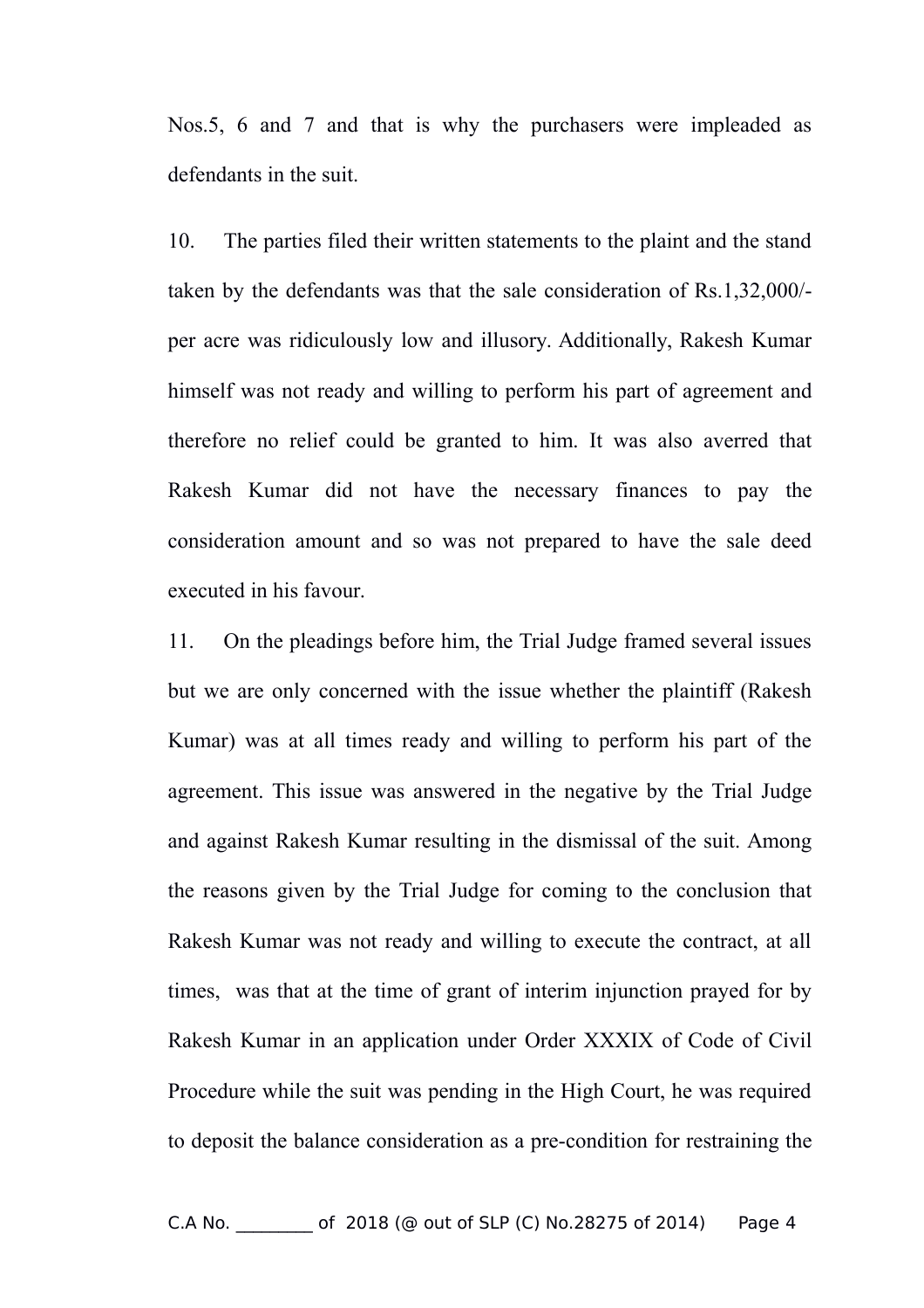Nos.5, 6 and 7 and that is why the purchasers were impleaded as defendants in the suit.

10. The parties filed their written statements to the plaint and the stand taken by the defendants was that the sale consideration of Rs.1,32,000/- per acre was ridiculously low and illusory. Additionally, Rakesh Kumar himself was not ready and willing to perform his part of agreement and therefore no relief could be granted to him. It was also averred that Rakesh Kumar did not have the necessary finances to pay the consideration amount and so was not prepared to have the sale deed executed in his favour.

11. On the pleadings before him, the Trial Judge framed several issues but we are only concerned with the issue whether the plaintiff (Rakesh Kumar) was at all times ready and willing to perform his part of the agreement. This issue was answered in the negative by the Trial Judge and against Rakesh Kumar resulting in the dismissal of the suit. Among the reasons given by the Trial Judge for coming to the conclusion that Rakesh Kumar was not ready and willing to execute the contract, at all times, was that at the time of grant of interim injunction prayed for by Rakesh Kumar in an application under Order XXXIX of Code of Civil Procedure while the suit was pending in the High Court, he was required to deposit the balance consideration as a pre-condition for restraining the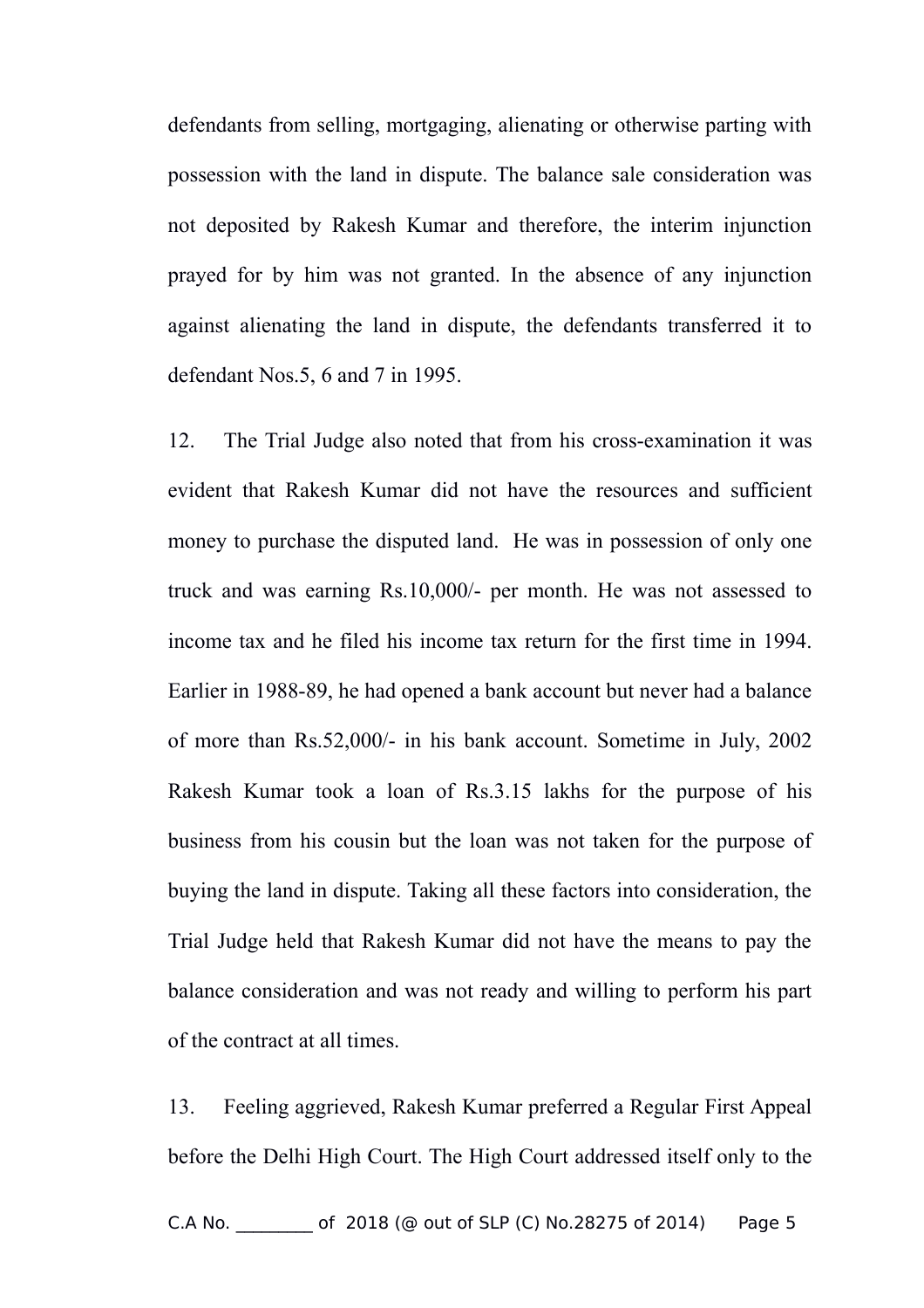defendants from selling, mortgaging, alienating or otherwise parting with possession with the land in dispute. The balance sale consideration was not deposited by Rakesh Kumar and therefore, the interim injunction prayed for by him was not granted. In the absence of any injunction against alienating the land in dispute, the defendants transferred it to defendant Nos.5, 6 and 7 in 1995.

12. The Trial Judge also noted that from his cross-examination it was evident that Rakesh Kumar did not have the resources and sufficient money to purchase the disputed land. He was in possession of only one truck and was earning Rs.10,000/- per month. He was not assessed to income tax and he filed his income tax return for the first time in 1994. Earlier in 1988-89, he had opened a bank account but never had a balance of more than Rs.52,000/- in his bank account. Sometime in July, 2002 Rakesh Kumar took a loan of Rs.3.15 lakhs for the purpose of his business from his cousin but the loan was not taken for the purpose of buying the land in dispute. Taking all these factors into consideration, the Trial Judge held that Rakesh Kumar did not have the means to pay the balance consideration and was not ready and willing to perform his part of the contract at all times.

13. Feeling aggrieved, Rakesh Kumar preferred a Regular First Appeal before the Delhi High Court. The High Court addressed itself only to the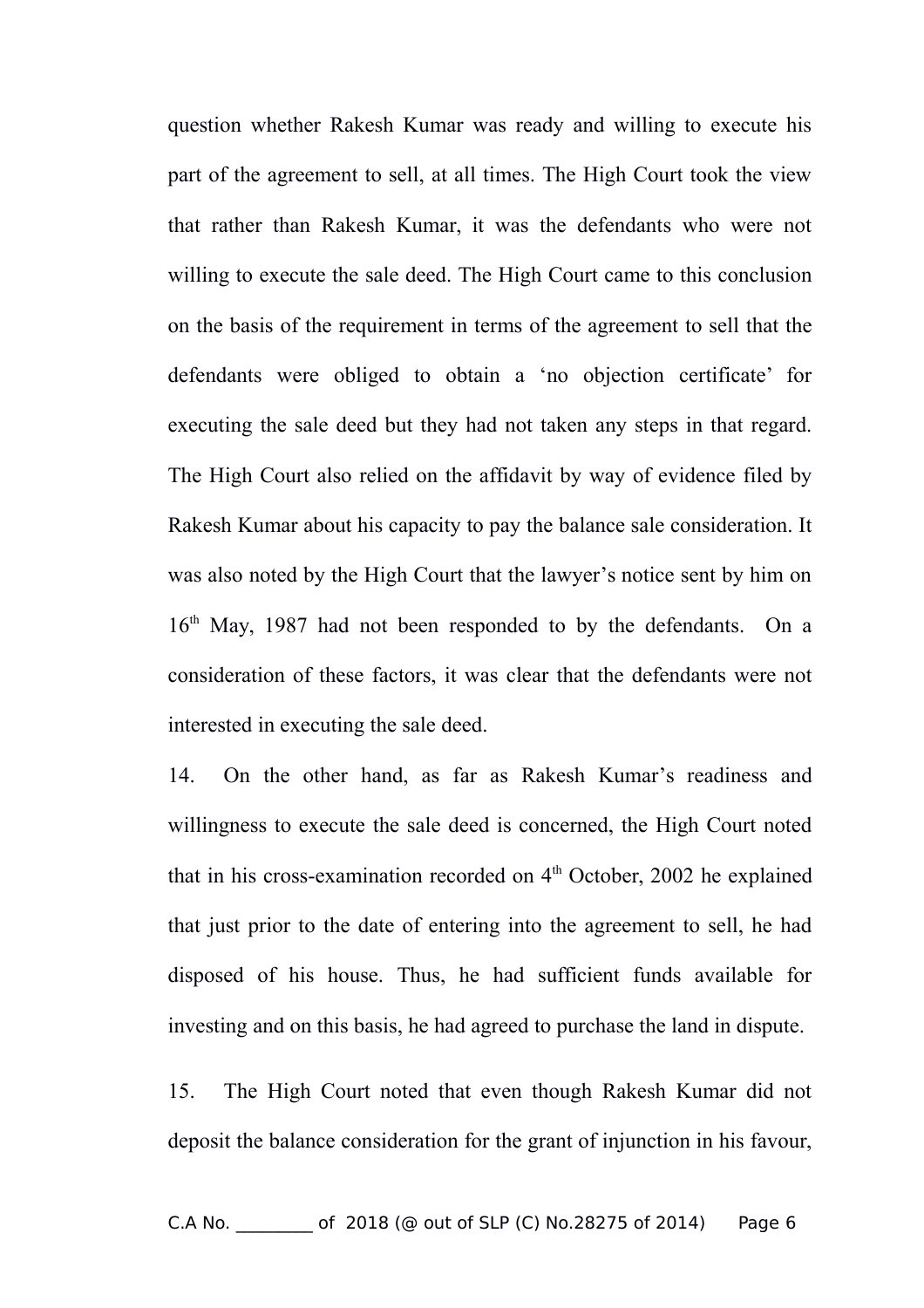question whether Rakesh Kumar was ready and willing to execute his part of the agreement to sell, at all times. The High Court took the view that rather than Rakesh Kumar, it was the defendants who were not willing to execute the sale deed. The High Court came to this conclusion on the basis of the requirement in terms of the agreement to sell that the defendants were obliged to obtain a 'no objection certificate' for executing the sale deed but they had not taken any steps in that regard. The High Court also relied on the affidavit by way of evidence filed by Rakesh Kumar about his capacity to pay the balance sale consideration. It was also noted by the High Court that the lawyer's notice sent by him on 16th May, 1987 had not been responded to by the defendants. On a consideration of these factors, it was clear that the defendants were not interested in executing the sale deed.

14. On the other hand, as far as Rakesh Kumar's readiness and willingness to execute the sale deed is concerned, the High Court noted that in his cross-examination recorded on 4th October, 2002 he explained that just prior to the date of entering into the agreement to sell, he had disposed of his house. Thus, he had sufficient funds available for investing and on this basis, he had agreed to purchase the land in dispute.

15. The High Court noted that even though Rakesh Kumar did not deposit the balance consideration for the grant of injunction in his favour,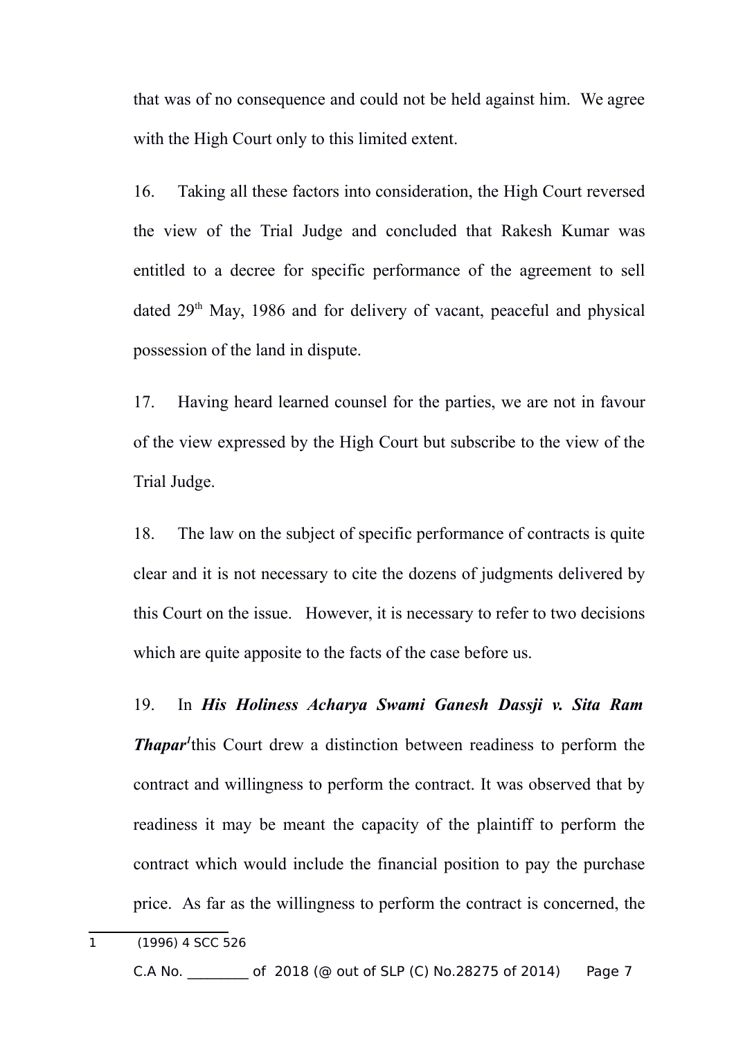that was of no consequence and could not be held against him. We agree with the High Court only to this limited extent.

16. Taking all these factors into consideration, the High Court reversed the view of the Trial Judge and concluded that Rakesh Kumar was entitled to a decree for specific performance of the agreement to sell dated 29th May, 1986 and for delivery of vacant, peaceful and physical possession of the land in dispute.

17. Having heard learned counsel for the parties, we are not in favour of the view expressed by the High Court but subscribe to the view of the Trial Judge.

18. The law on the subject of specific performance of contracts is quite clear and it is not necessary to cite the dozens of judgments delivered by this Court on the issue. However, it is necessary to refer to two decisions which are quite apposite to the facts of the case before us.

19. In ***His Holiness Acharya Swami Ganesh Dassji v. Sita Ram Thapar***[1] this Court drew a distinction between readiness to perform the contract and willingness to perform the contract. It was observed that by readiness it may be meant the capacity of the plaintiff to perform the contract which would include the financial position to pay the purchase price. As far as the willingness to perform the contract is concerned, the

1 (1996) 4 SCC 526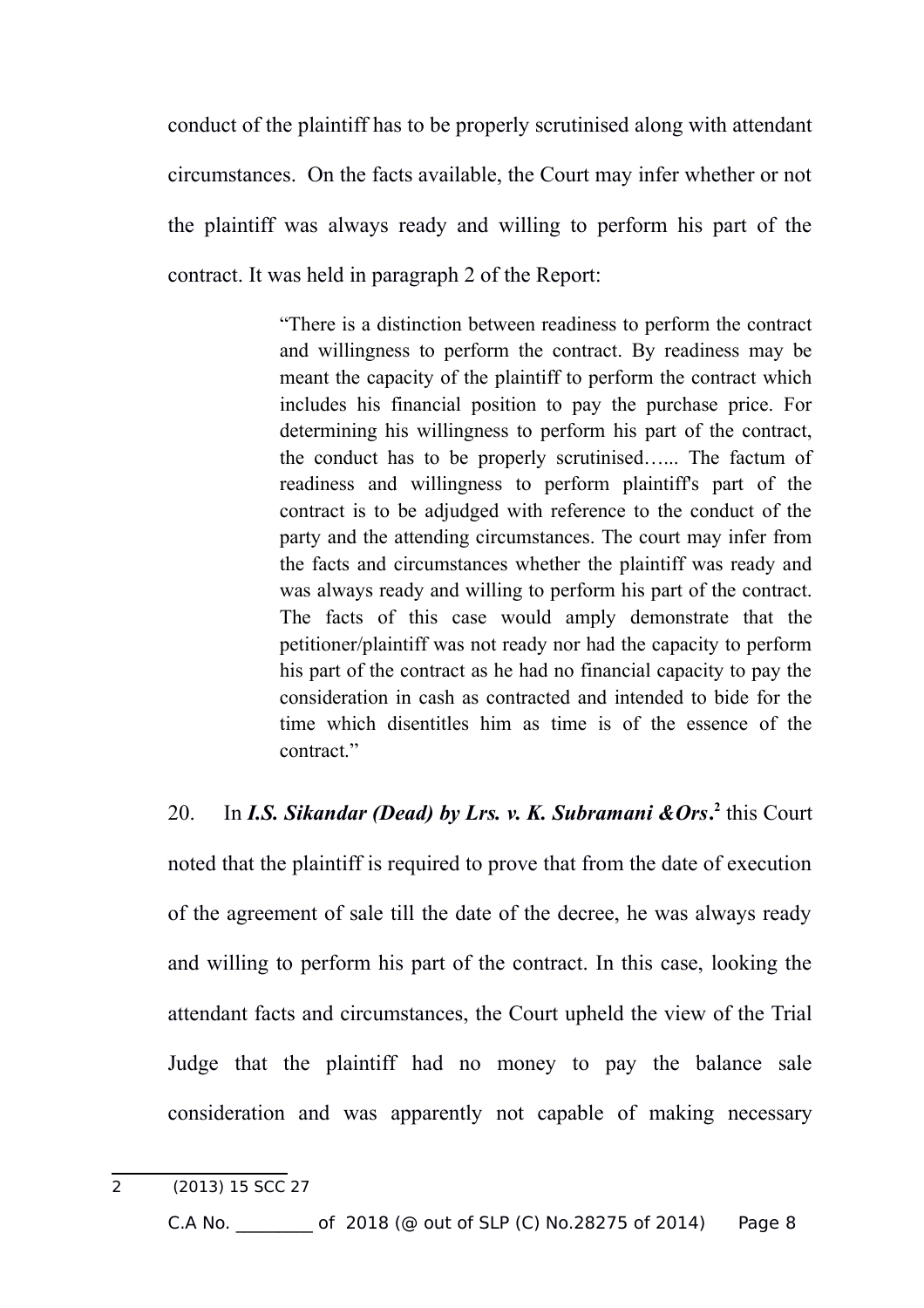conduct of the plaintiff has to be properly scrutinised along with attendant circumstances. On the facts available, the Court may infer whether or not the plaintiff was always ready and willing to perform his part of the contract. It was held in paragraph 2 of the Report:

> "There is a distinction between readiness to perform the contract and willingness to perform the contract. By readiness may be meant the capacity of the plaintiff to perform the contract which includes his financial position to pay the purchase price. For determining his willingness to perform his part of the contract, the conduct has to be properly scrutinised…... The factum of readiness and willingness to perform plaintiff's part of the contract is to be adjudged with reference to the conduct of the party and the attending circumstances. The court may infer from the facts and circumstances whether the plaintiff was ready and was always ready and willing to perform his part of the contract. The facts of this case would amply demonstrate that the petitioner/plaintiff was not ready nor had the capacity to perform his part of the contract as he had no financial capacity to pay the consideration in cash as contracted and intended to bide for the time which disentitles him as time is of the essence of the contract."

20. In ***I.S. Sikandar (Dead) by Lrs. v. K. Subramani &Ors*.**[2] this Court noted that the plaintiff is required to prove that from the date of execution of the agreement of sale till the date of the decree, he was always ready and willing to perform his part of the contract. In this case, looking the attendant facts and circumstances, the Court upheld the view of the Trial Judge that the plaintiff had no money to pay the balance sale consideration and was apparently not capable of making necessary

---

2 (2013) 15 SCC 27

C.A No. ________ of 2018 (@ out of SLP (C) No.28275 of 2014)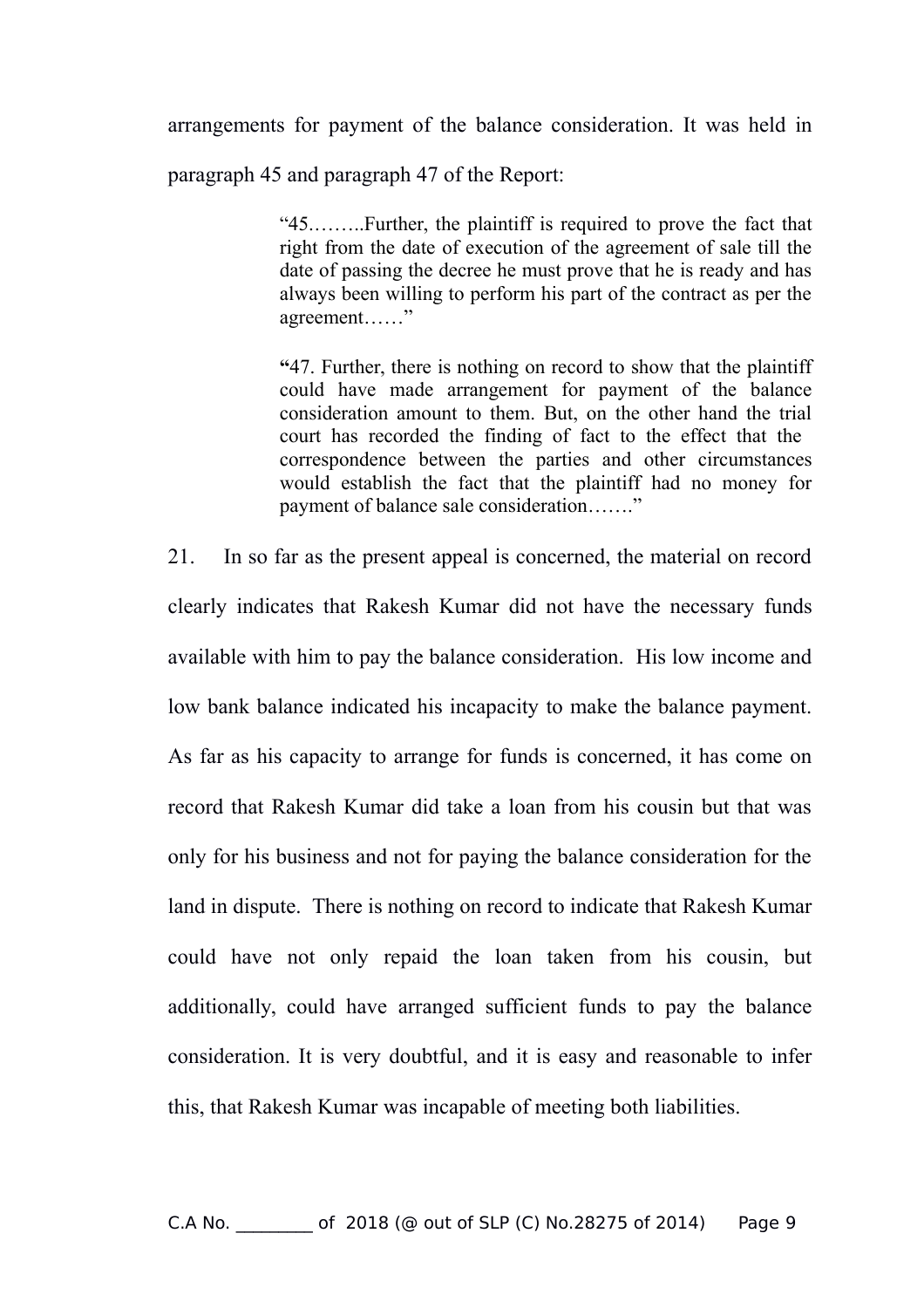arrangements for payment of the balance consideration. It was held in paragraph 45 and paragraph 47 of the Report:

> "45……..Further, the plaintiff is required to prove the fact that right from the date of execution of the agreement of sale till the date of passing the decree he must prove that he is ready and has always been willing to perform his part of the contract as per the agreement……"
>
> **"**47. Further, there is nothing on record to show that the plaintiff could have made arrangement for payment of the balance consideration amount to them. But, on the other hand the trial court has recorded the finding of fact to the effect that the correspondence between the parties and other circumstances would establish the fact that the plaintiff had no money for payment of balance sale consideration……."

21. In so far as the present appeal is concerned, the material on record clearly indicates that Rakesh Kumar did not have the necessary funds available with him to pay the balance consideration. His low income and low bank balance indicated his incapacity to make the balance payment. As far as his capacity to arrange for funds is concerned, it has come on record that Rakesh Kumar did take a loan from his cousin but that was only for his business and not for paying the balance consideration for the land in dispute. There is nothing on record to indicate that Rakesh Kumar could have not only repaid the loan taken from his cousin, but additionally, could have arranged sufficient funds to pay the balance consideration. It is very doubtful, and it is easy and reasonable to infer this, that Rakesh Kumar was incapable of meeting both liabilities.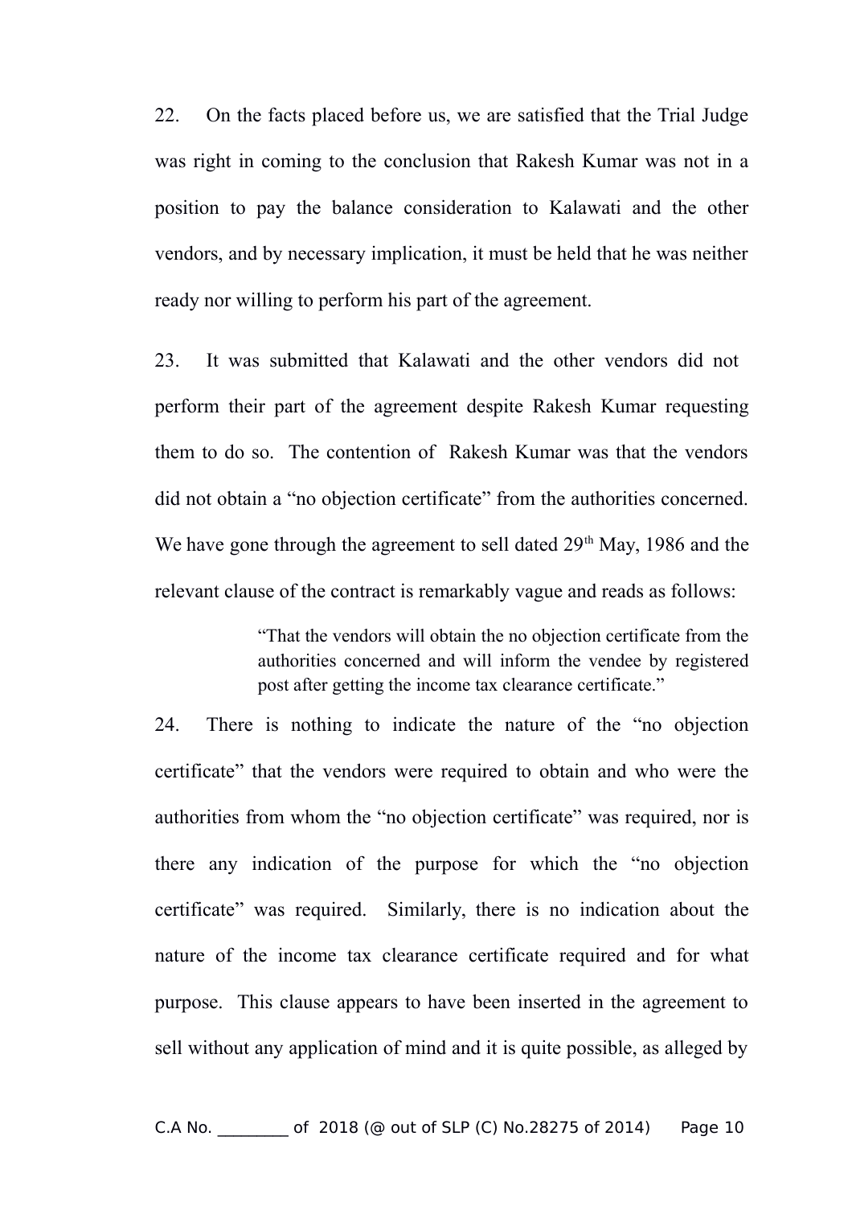22. On the facts placed before us, we are satisfied that the Trial Judge was right in coming to the conclusion that Rakesh Kumar was not in a position to pay the balance consideration to Kalawati and the other vendors, and by necessary implication, it must be held that he was neither ready nor willing to perform his part of the agreement.

23. It was submitted that Kalawati and the other vendors did not perform their part of the agreement despite Rakesh Kumar requesting them to do so. The contention of Rakesh Kumar was that the vendors did not obtain a "no objection certificate" from the authorities concerned. We have gone through the agreement to sell dated 29th May, 1986 and the relevant clause of the contract is remarkably vague and reads as follows:

> "That the vendors will obtain the no objection certificate from the authorities concerned and will inform the vendee by registered post after getting the income tax clearance certificate."

24. There is nothing to indicate the nature of the "no objection certificate" that the vendors were required to obtain and who were the authorities from whom the "no objection certificate" was required, nor is there any indication of the purpose for which the "no objection certificate" was required. Similarly, there is no indication about the nature of the income tax clearance certificate required and for what purpose. This clause appears to have been inserted in the agreement to sell without any application of mind and it is quite possible, as alleged by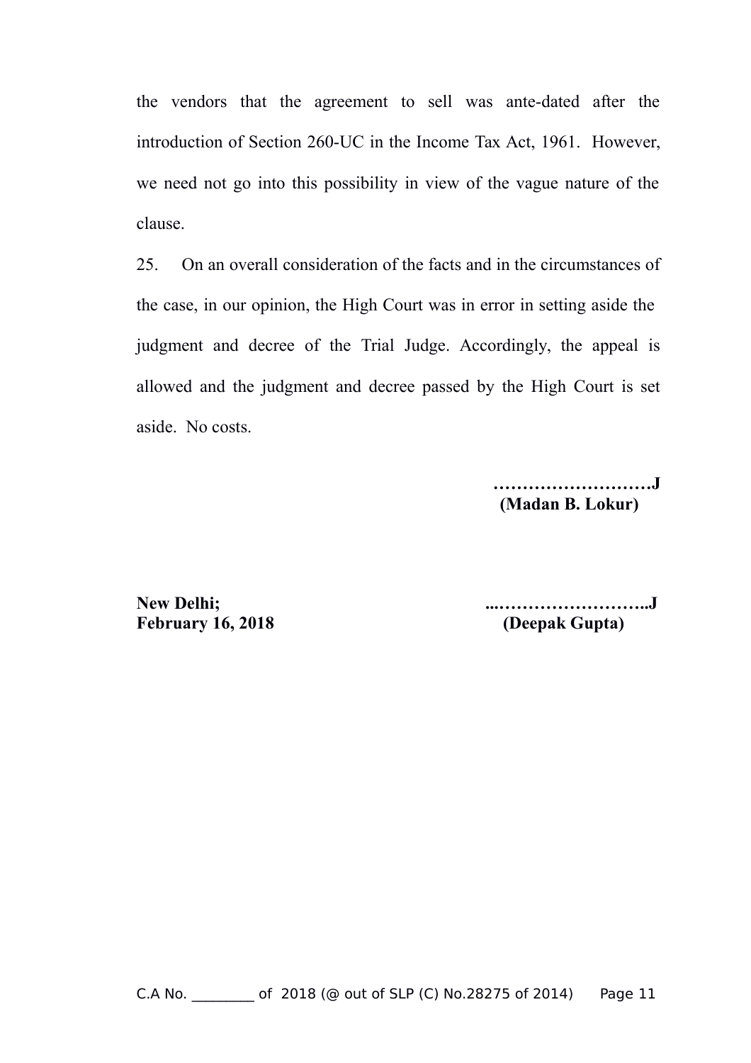the vendors that the agreement to sell was ante-dated after the introduction of Section 260-UC in the Income Tax Act, 1961. However, we need not go into this possibility in view of the vague nature of the clause.

25. On an overall consideration of the facts and in the circumstances of the case, in our opinion, the High Court was in error in setting aside the judgment and decree of the Trial Judge. Accordingly, the appeal is allowed and the judgment and decree passed by the High Court is set aside. No costs.

**……………………….J**
**(Madan B. Lokur)**

**New Delhi;**
**February 16, 2018**

**...……………………..J**
**(Deepak Gupta)**